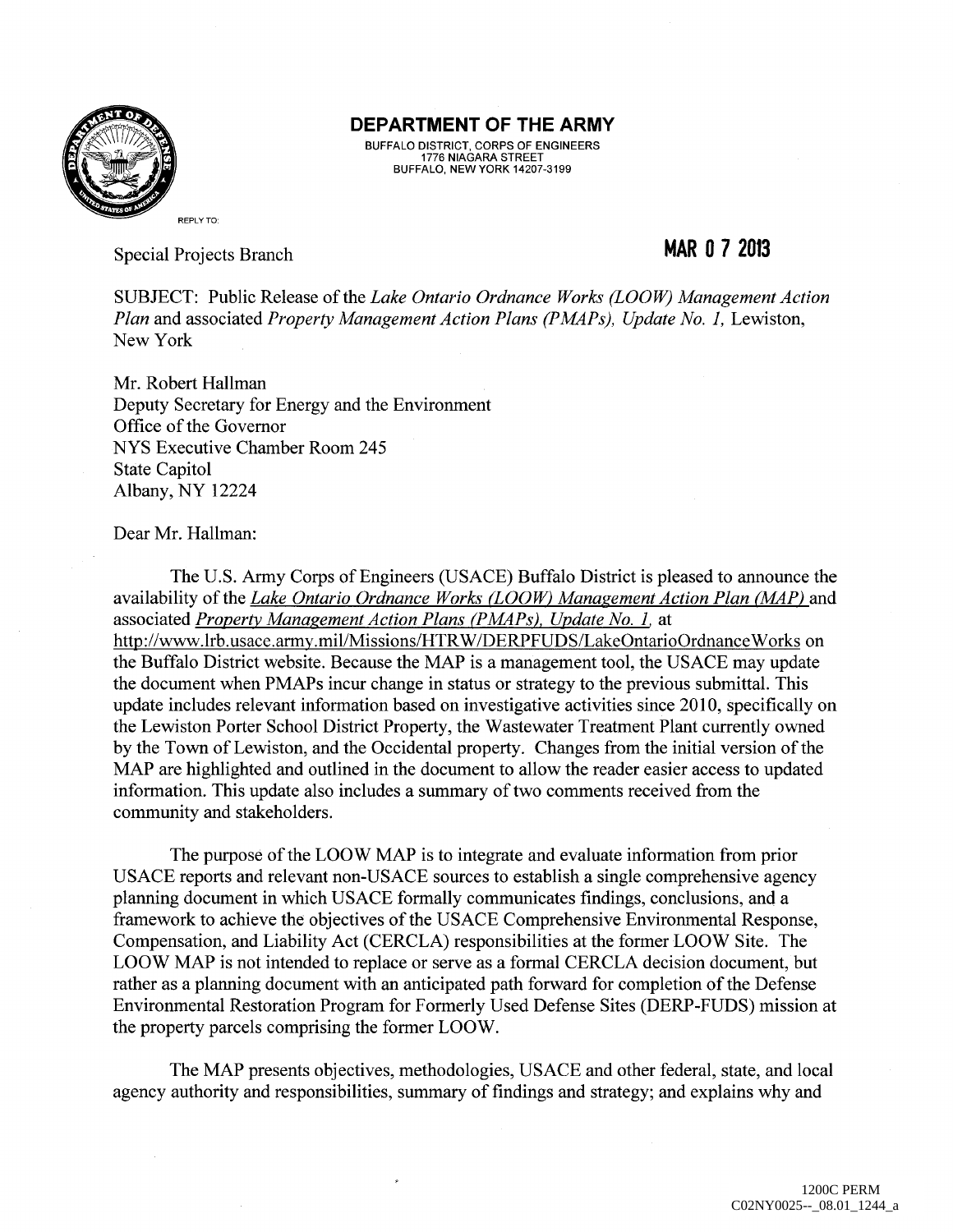**DEPARTMENT OF THE ARMY**

BUFFALO DISTRICT, CORPS OF ENGINEERS
1776 NIAGARA STREET
BUFFALO, NEW YORK 14207-3199

REPLY TO:

Special Projects Branch

**MAR 0 7 2013**

SUBJECT: Public Release of the *Lake Ontario Ordnance Works (LOOW) Management Action Plan* and associated *Property Management Action Plans (PMAPs), Update No. 1,* Lewiston, New York

Mr. Robert Hallman
Deputy Secretary for Energy and the Environment
Office of the Governor
NYS Executive Chamber Room 245
State Capitol
Albany, NY 12224

Dear Mr. Hallman:

The U.S. Army Corps of Engineers (USACE) Buffalo District is pleased to announce the availability of the *Lake Ontario Ordnance Works (LOOW) Management Action Plan (MAP)* and associated *Property Management Action Plans (PMAPs), Update No. 1,* at http://www.lrb.usace.army.mil/Missions/HTRW/DERPFUDS/LakeOntarioOrdnanceWorks on the Buffalo District website. Because the MAP is a management tool, the USACE may update the document when PMAPs incur change in status or strategy to the previous submittal. This update includes relevant information based on investigative activities since 2010, specifically on the Lewiston Porter School District Property, the Wastewater Treatment Plant currently owned by the Town of Lewiston, and the Occidental property. Changes from the initial version of the MAP are highlighted and outlined in the document to allow the reader easier access to updated information. This update also includes a summary of two comments received from the community and stakeholders.

The purpose of the LOOW MAP is to integrate and evaluate information from prior USACE reports and relevant non-USACE sources to establish a single comprehensive agency planning document in which USACE formally communicates findings, conclusions, and a framework to achieve the objectives of the USACE Comprehensive Environmental Response, Compensation, and Liability Act (CERCLA) responsibilities at the former LOOW Site. The LOOW MAP is not intended to replace or serve as a formal CERCLA decision document, but rather as a planning document with an anticipated path forward for completion of the Defense Environmental Restoration Program for Formerly Used Defense Sites (DERP-FUDS) mission at the property parcels comprising the former LOOW.

The MAP presents objectives, methodologies, USACE and other federal, state, and local agency authority and responsibilities, summary of findings and strategy; and explains why and

1200C PERM
C02NY0025--_08.01_1244_a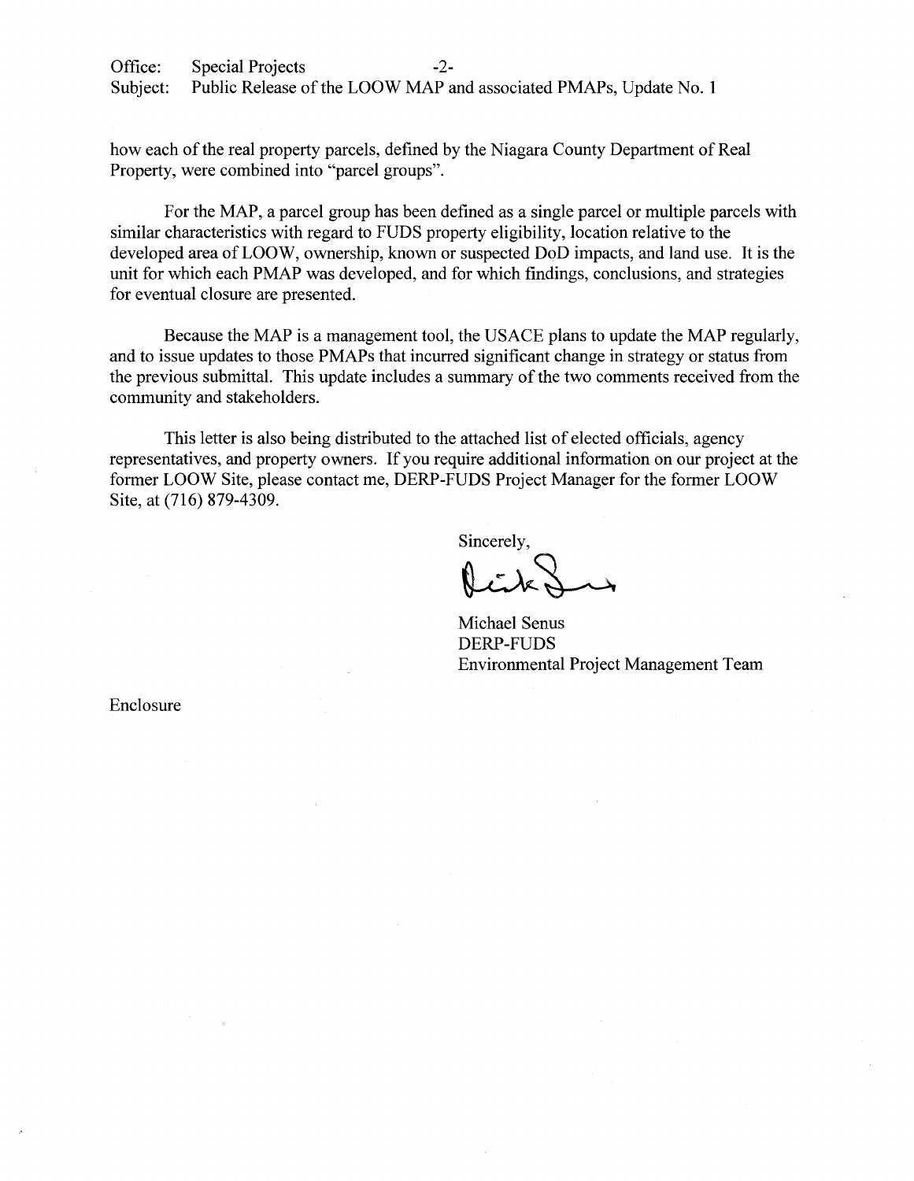how each of the real property parcels, defined by the Niagara County Department of Real Property, were combined into "parcel groups".

For the MAP, a parcel group has been defined as a single parcel or multiple parcels with similar characteristics with regard to FUDS property eligibility, location relative to the developed area of LOOW, ownership, known or suspected DoD impacts, and land use. It is the unit for which each PMAP was developed, and for which findings, conclusions, and strategies for eventual closure are presented.

Because the MAP is a management tool, the USACE plans to update the MAP regularly, and to issue updates to those PMAPs that incurred significant change in strategy or status from the previous submittal. This update includes a summary of the two comments received from the community and stakeholders.

This letter is also being distributed to the attached list of elected officials, agency representatives, and property owners. If you require additional information on our project at the former LOOW Site, please contact me, DERP-FUDS Project Manager for the former LOOW Site, at (716) 879-4309.

Sincerely,

Michael Senus
DERP-FUDS
Environmental Project Management Team

Enclosure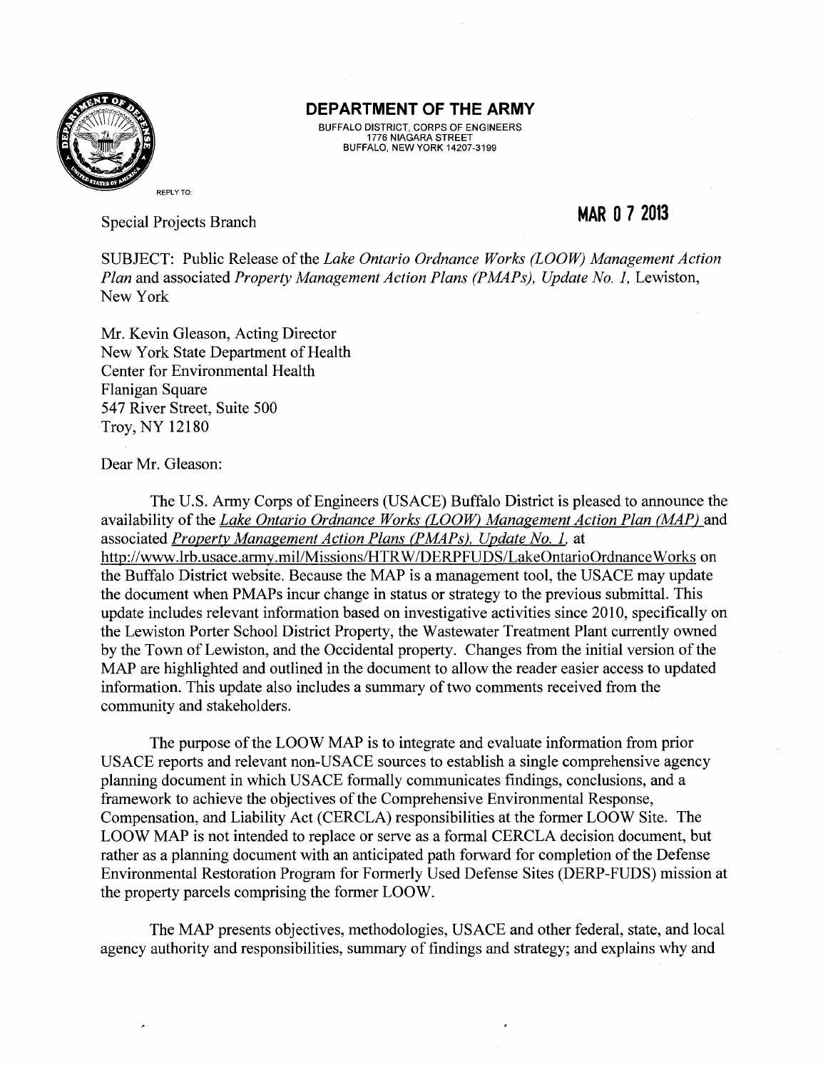**DEPARTMENT OF THE ARMY**
BUFFALO DISTRICT, CORPS OF ENGINEERS
1776 NIAGARA STREET
BUFFALO, NEW YORK 14207-3199

REPLY TO:

Special Projects Branch

**MAR 0 7 2013**

SUBJECT: Public Release of the *Lake Ontario Ordnance Works (LOOW) Management Action Plan* and associated *Property Management Action Plans (PMAPs), Update No. 1,* Lewiston, New York

Mr. Kevin Gleason, Acting Director
New York State Department of Health
Center for Environmental Health
Flanigan Square
547 River Street, Suite 500
Troy, NY 12180

Dear Mr. Gleason:

The U.S. Army Corps of Engineers (USACE) Buffalo District is pleased to announce the availability of the *Lake Ontario Ordnance Works (LOOW) Management Action Plan (MAP)* and associated *Property Management Action Plans (PMAPs), Update No. 1,* at http://www.lrb.usace.army.mil/Missions/HTRW/DERPFUDS/LakeOntarioOrdnanceWorks on the Buffalo District website. Because the MAP is a management tool, the USACE may update the document when PMAPs incur change in status or strategy to the previous submittal. This update includes relevant information based on investigative activities since 2010, specifically on the Lewiston Porter School District Property, the Wastewater Treatment Plant currently owned by the Town of Lewiston, and the Occidental property. Changes from the initial version of the MAP are highlighted and outlined in the document to allow the reader easier access to updated information. This update also includes a summary of two comments received from the community and stakeholders.

The purpose of the LOOW MAP is to integrate and evaluate information from prior USACE reports and relevant non-USACE sources to establish a single comprehensive agency planning document in which USACE formally communicates findings, conclusions, and a framework to achieve the objectives of the Comprehensive Environmental Response, Compensation, and Liability Act (CERCLA) responsibilities at the former LOOW Site. The LOOW MAP is not intended to replace or serve as a formal CERCLA decision document, but rather as a planning document with an anticipated path forward for completion of the Defense Environmental Restoration Program for Formerly Used Defense Sites (DERP-FUDS) mission at the property parcels comprising the former LOOW.

The MAP presents objectives, methodologies, USACE and other federal, state, and local agency authority and responsibilities, summary of findings and strategy; and explains why and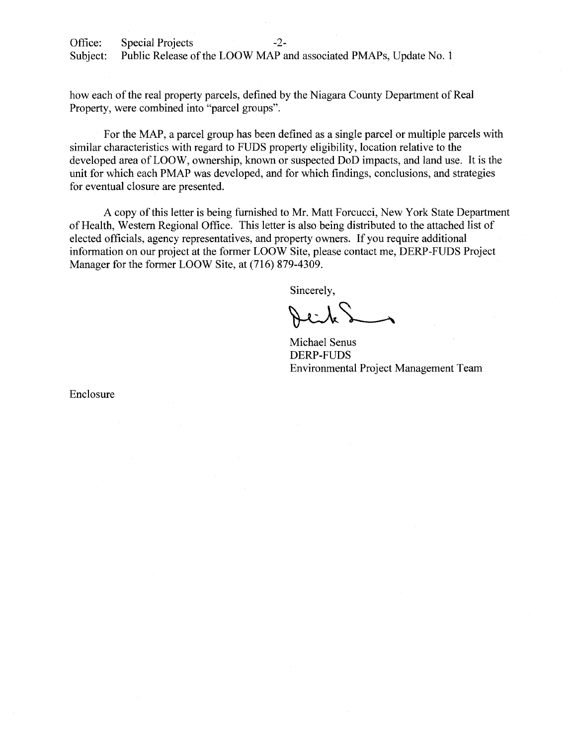how each of the real property parcels, defined by the Niagara County Department of Real Property, were combined into "parcel groups".

For the MAP, a parcel group has been defined as a single parcel or multiple parcels with similar characteristics with regard to FUDS property eligibility, location relative to the developed area of LOOW, ownership, known or suspected DoD impacts, and land use. It is the unit for which each PMAP was developed, and for which findings, conclusions, and strategies for eventual closure are presented.

A copy of this letter is being furnished to Mr. Matt Forcucci, New York State Department of Health, Western Regional Office. This letter is also being distributed to the attached list of elected officials, agency representatives, and property owners. If you require additional information on our project at the former LOOW Site, please contact me, DERP-FUDS Project Manager for the former LOOW Site, at (716) 879-4309.

Sincerely,

Michael Senus
DERP-FUDS
Environmental Project Management Team

Enclosure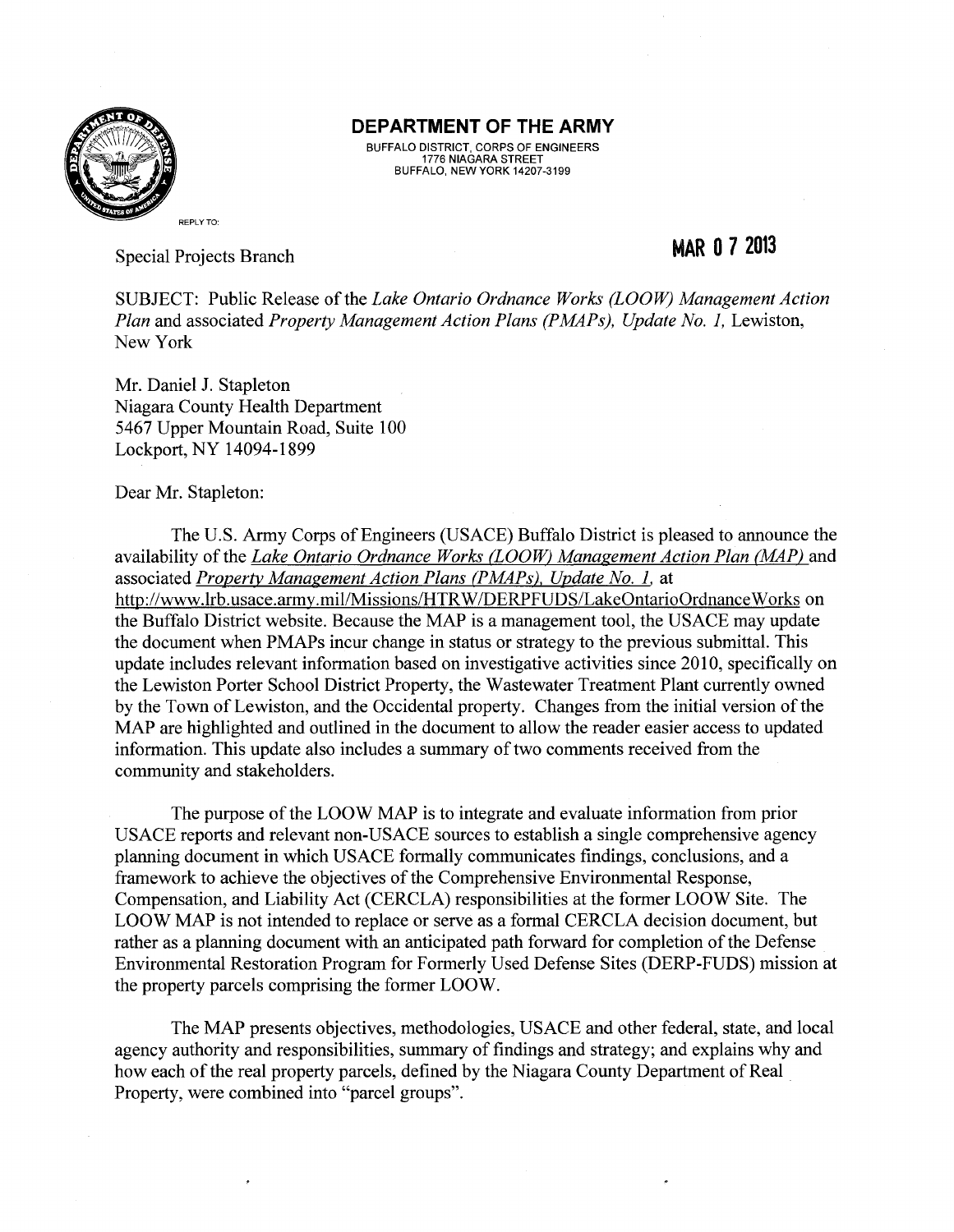# DEPARTMENT OF THE ARMY

BUFFALO DISTRICT, CORPS OF ENGINEERS
1776 NIAGARA STREET
BUFFALO, NEW YORK 14207-3199

REPLY TO:

Special Projects Branch

MAR 07 2013

SUBJECT: Public Release of the *Lake Ontario Ordnance Works (LOOW) Management Action Plan* and associated *Property Management Action Plans (PMAPs), Update No. 1,* Lewiston, New York

Mr. Daniel J. Stapleton
Niagara County Health Department
5467 Upper Mountain Road, Suite 100
Lockport, NY 14094-1899

Dear Mr. Stapleton:

The U.S. Army Corps of Engineers (USACE) Buffalo District is pleased to announce the availability of the *Lake Ontario Ordnance Works (LOOW) Management Action Plan (MAP)* and associated *Property Management Action Plans (PMAPs), Update No. 1,* at http://www.lrb.usace.army.mil/Missions/HTRW/DERPFUDS/LakeOntarioOrdnanceWorks on the Buffalo District website. Because the MAP is a management tool, the USACE may update the document when PMAPs incur change in status or strategy to the previous submittal. This update includes relevant information based on investigative activities since 2010, specifically on the Lewiston Porter School District Property, the Wastewater Treatment Plant currently owned by the Town of Lewiston, and the Occidental property. Changes from the initial version of the MAP are highlighted and outlined in the document to allow the reader easier access to updated information. This update also includes a summary of two comments received from the community and stakeholders.

The purpose of the LOOW MAP is to integrate and evaluate information from prior USACE reports and relevant non-USACE sources to establish a single comprehensive agency planning document in which USACE formally communicates findings, conclusions, and a framework to achieve the objectives of the Comprehensive Environmental Response, Compensation, and Liability Act (CERCLA) responsibilities at the former LOOW Site. The LOOW MAP is not intended to replace or serve as a formal CERCLA decision document, but rather as a planning document with an anticipated path forward for completion of the Defense Environmental Restoration Program for Formerly Used Defense Sites (DERP-FUDS) mission at the property parcels comprising the former LOOW.

The MAP presents objectives, methodologies, USACE and other federal, state, and local agency authority and responsibilities, summary of findings and strategy; and explains why and how each of the real property parcels, defined by the Niagara County Department of Real Property, were combined into "parcel groups".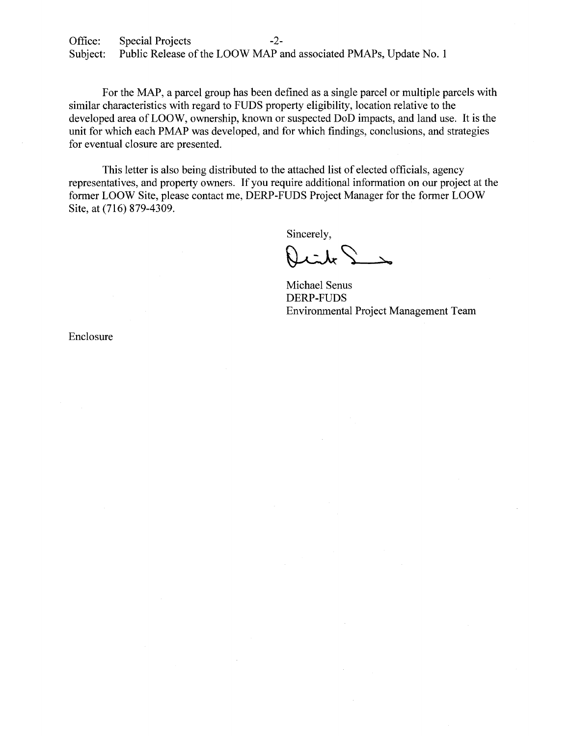Office: Special Projects

Subject: Public Release of the LOOW MAP and associated PMAPs, Update No. 1

For the MAP, a parcel group has been defined as a single parcel or multiple parcels with similar characteristics with regard to FUDS property eligibility, location relative to the developed area of LOOW, ownership, known or suspected DoD impacts, and land use. It is the unit for which each PMAP was developed, and for which findings, conclusions, and strategies for eventual closure are presented.

This letter is also being distributed to the attached list of elected officials, agency representatives, and property owners. If you require additional information on our project at the former LOOW Site, please contact me, DERP-FUDS Project Manager for the former LOOW Site, at (716) 879-4309.

Sincerely,

Michael Senus
DERP-FUDS
Environmental Project Management Team

Enclosure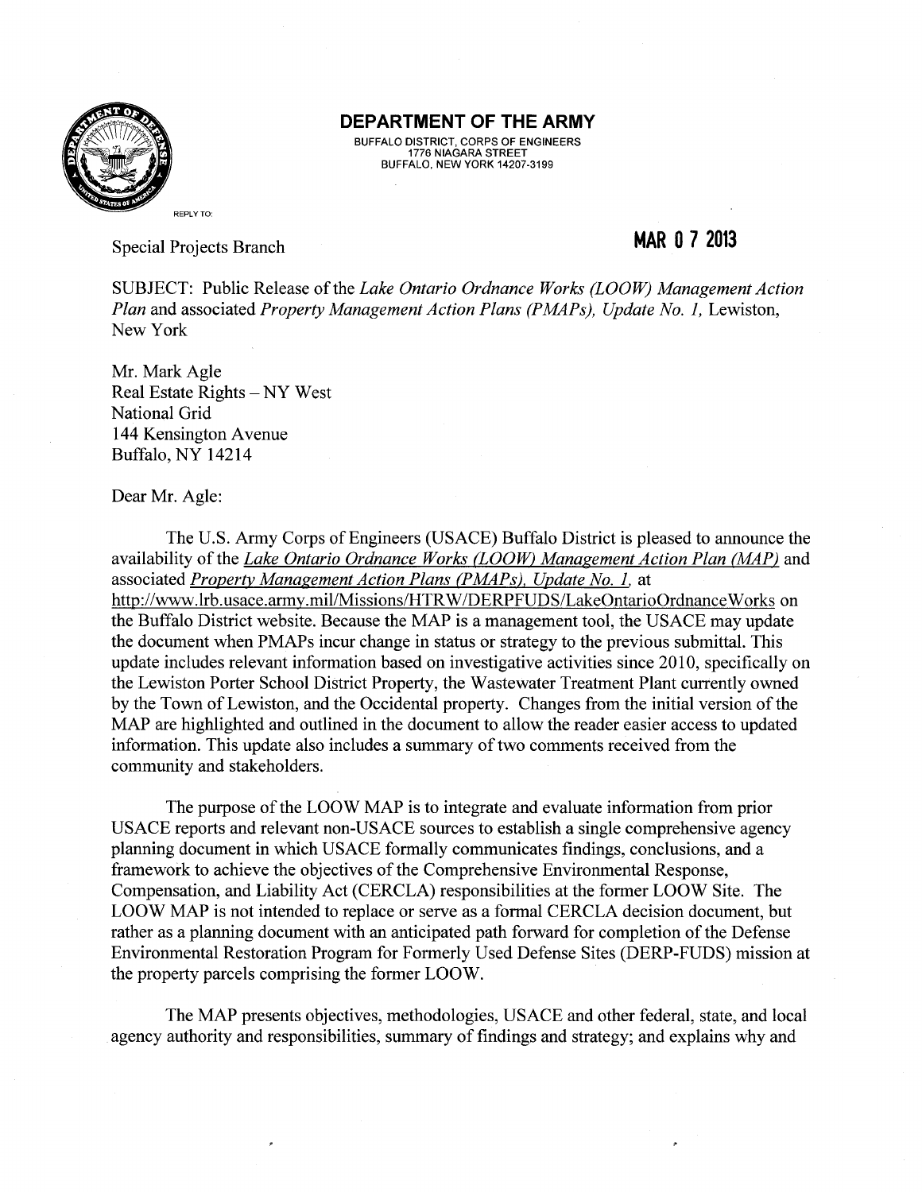**DEPARTMENT OF THE ARMY**

BUFFALO DISTRICT, CORPS OF ENGINEERS
1776 NIAGARA STREET
BUFFALO, NEW YORK 14207-3199

REPLY TO:

Special Projects Branch

**MAR 0 7 2013**

SUBJECT: Public Release of the *Lake Ontario Ordnance Works (LOOW) Management Action Plan* and associated *Property Management Action Plans (PMAPs), Update No. 1,* Lewiston, New York

Mr. Mark Agle
Real Estate Rights – NY West
National Grid
144 Kensington Avenue
Buffalo, NY 14214

Dear Mr. Agle:

The U.S. Army Corps of Engineers (USACE) Buffalo District is pleased to announce the availability of the *Lake Ontario Ordnance Works (LOOW) Management Action Plan (MAP)* and associated *Property Management Action Plans (PMAPs), Update No. 1,* at http://www.lrb.usace.army.mil/Missions/HTRW/DERPFUDS/LakeOntarioOrdnanceWorks on the Buffalo District website. Because the MAP is a management tool, the USACE may update the document when PMAPs incur change in status or strategy to the previous submittal. This update includes relevant information based on investigative activities since 2010, specifically on the Lewiston Porter School District Property, the Wastewater Treatment Plant currently owned by the Town of Lewiston, and the Occidental property. Changes from the initial version of the MAP are highlighted and outlined in the document to allow the reader easier access to updated information. This update also includes a summary of two comments received from the community and stakeholders.

The purpose of the LOOW MAP is to integrate and evaluate information from prior USACE reports and relevant non-USACE sources to establish a single comprehensive agency planning document in which USACE formally communicates findings, conclusions, and a framework to achieve the objectives of the Comprehensive Environmental Response, Compensation, and Liability Act (CERCLA) responsibilities at the former LOOW Site. The LOOW MAP is not intended to replace or serve as a formal CERCLA decision document, but rather as a planning document with an anticipated path forward for completion of the Defense Environmental Restoration Program for Formerly Used Defense Sites (DERP-FUDS) mission at the property parcels comprising the former LOOW.

The MAP presents objectives, methodologies, USACE and other federal, state, and local agency authority and responsibilities, summary of findings and strategy; and explains why and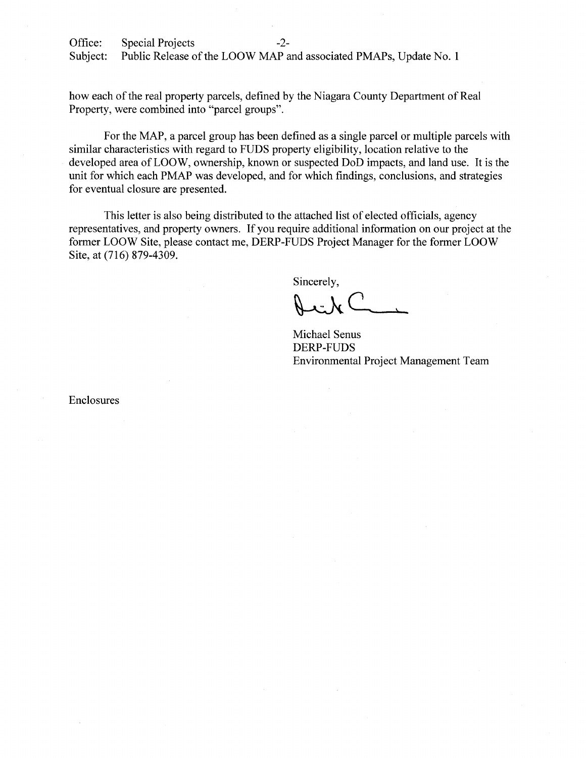how each of the real property parcels, defined by the Niagara County Department of Real Property, were combined into "parcel groups".

For the MAP, a parcel group has been defined as a single parcel or multiple parcels with similar characteristics with regard to FUDS property eligibility, location relative to the developed area of LOOW, ownership, known or suspected DoD impacts, and land use. It is the unit for which each PMAP was developed, and for which findings, conclusions, and strategies for eventual closure are presented.

This letter is also being distributed to the attached list of elected officials, agency representatives, and property owners. If you require additional information on our project at the former LOOW Site, please contact me, DERP-FUDS Project Manager for the former LOOW Site, at (716) 879-4309.

Sincerely,

Michael Senus
DERP-FUDS
Environmental Project Management Team

Enclosures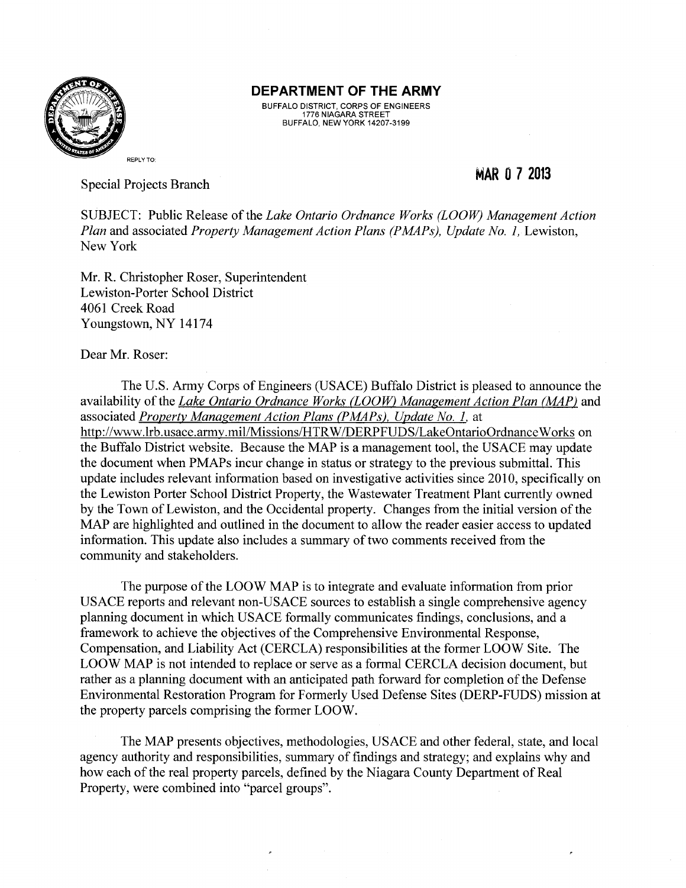**DEPARTMENT OF THE ARMY**

BUFFALO DISTRICT, CORPS OF ENGINEERS
1776 NIAGARA STREET
BUFFALO, NEW YORK 14207-3199

REPLY TO:

Special Projects Branch

MAR 0 7 2013

SUBJECT: Public Release of the *Lake Ontario Ordnance Works (LOOW) Management Action Plan* and associated *Property Management Action Plans (PMAPs), Update No. 1,* Lewiston, New York

Mr. R. Christopher Roser, Superintendent
Lewiston-Porter School District
4061 Creek Road
Youngstown, NY 14174

Dear Mr. Roser:

The U.S. Army Corps of Engineers (USACE) Buffalo District is pleased to announce the availability of the *Lake Ontario Ordnance Works (LOOW) Management Action Plan (MAP)* and associated *Property Management Action Plans (PMAPs), Update No. 1,* at http://www.lrb.usace.army.mil/Missions/HTRW/DERPFUDS/LakeOntarioOrdnanceWorks on the Buffalo District website. Because the MAP is a management tool, the USACE may update the document when PMAPs incur change in status or strategy to the previous submittal. This update includes relevant information based on investigative activities since 2010, specifically on the Lewiston Porter School District Property, the Wastewater Treatment Plant currently owned by the Town of Lewiston, and the Occidental property. Changes from the initial version of the MAP are highlighted and outlined in the document to allow the reader easier access to updated information. This update also includes a summary of two comments received from the community and stakeholders.

The purpose of the LOOW MAP is to integrate and evaluate information from prior USACE reports and relevant non-USACE sources to establish a single comprehensive agency planning document in which USACE formally communicates findings, conclusions, and a framework to achieve the objectives of the Comprehensive Environmental Response, Compensation, and Liability Act (CERCLA) responsibilities at the former LOOW Site. The LOOW MAP is not intended to replace or serve as a formal CERCLA decision document, but rather as a planning document with an anticipated path forward for completion of the Defense Environmental Restoration Program for Formerly Used Defense Sites (DERP-FUDS) mission at the property parcels comprising the former LOOW.

The MAP presents objectives, methodologies, USACE and other federal, state, and local agency authority and responsibilities, summary of findings and strategy; and explains why and how each of the real property parcels, defined by the Niagara County Department of Real Property, were combined into "parcel groups".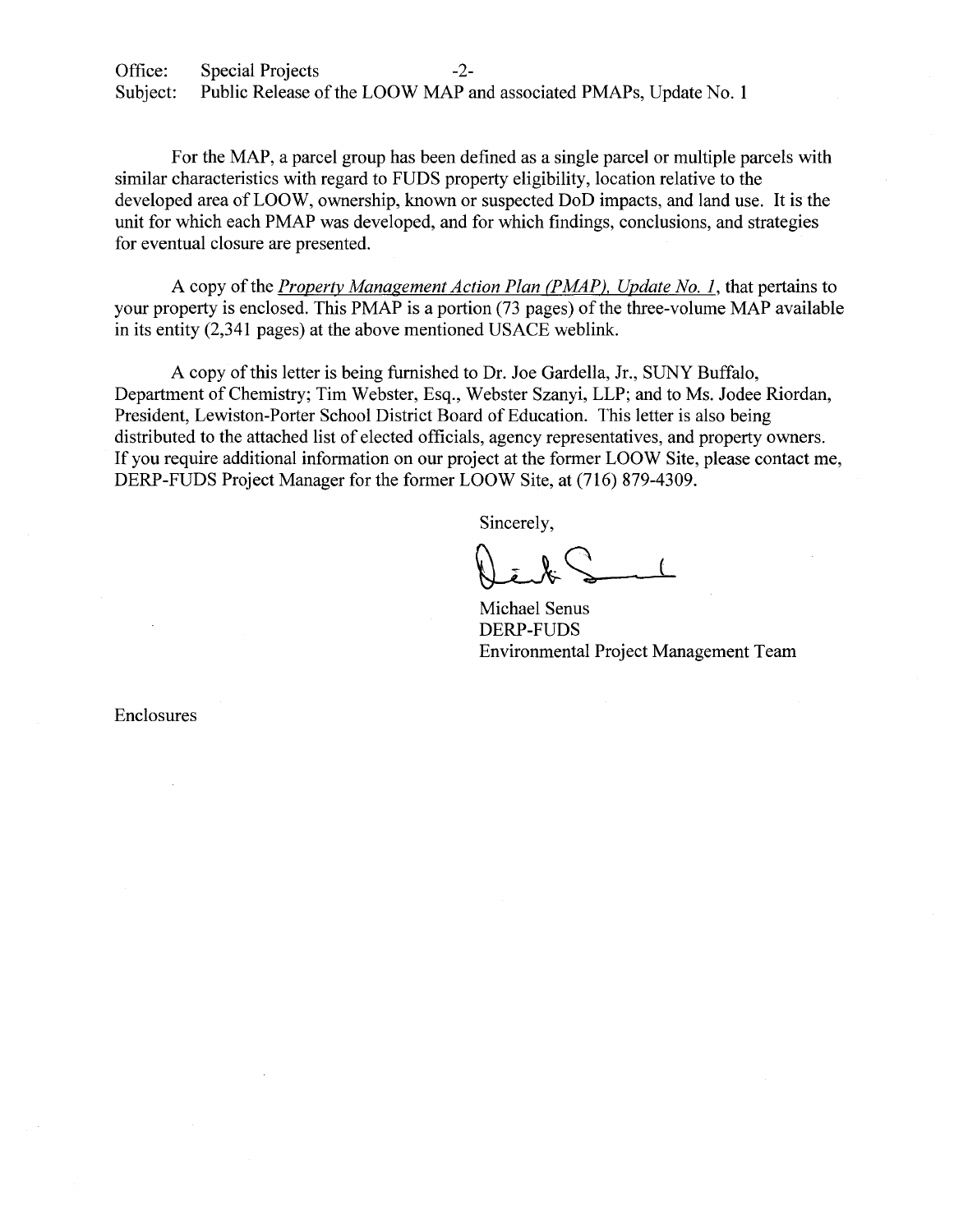Office: Special Projects
Subject: Public Release of the LOOW MAP and associated PMAPs, Update No. 1

For the MAP, a parcel group has been defined as a single parcel or multiple parcels with similar characteristics with regard to FUDS property eligibility, location relative to the developed area of LOOW, ownership, known or suspected DoD impacts, and land use. It is the unit for which each PMAP was developed, and for which findings, conclusions, and strategies for eventual closure are presented.

A copy of the *Property Management Action Plan (PMAP), Update No. 1*, that pertains to your property is enclosed. This PMAP is a portion (73 pages) of the three-volume MAP available in its entity (2,341 pages) at the above mentioned USACE weblink.

A copy of this letter is being furnished to Dr. Joe Gardella, Jr., SUNY Buffalo, Department of Chemistry; Tim Webster, Esq., Webster Szanyi, LLP; and to Ms. Jodee Riordan, President, Lewiston-Porter School District Board of Education. This letter is also being distributed to the attached list of elected officials, agency representatives, and property owners. If you require additional information on our project at the former LOOW Site, please contact me, DERP-FUDS Project Manager for the former LOOW Site, at (716) 879-4309.

Sincerely,

Michael Senus
DERP-FUDS
Environmental Project Management Team

Enclosures